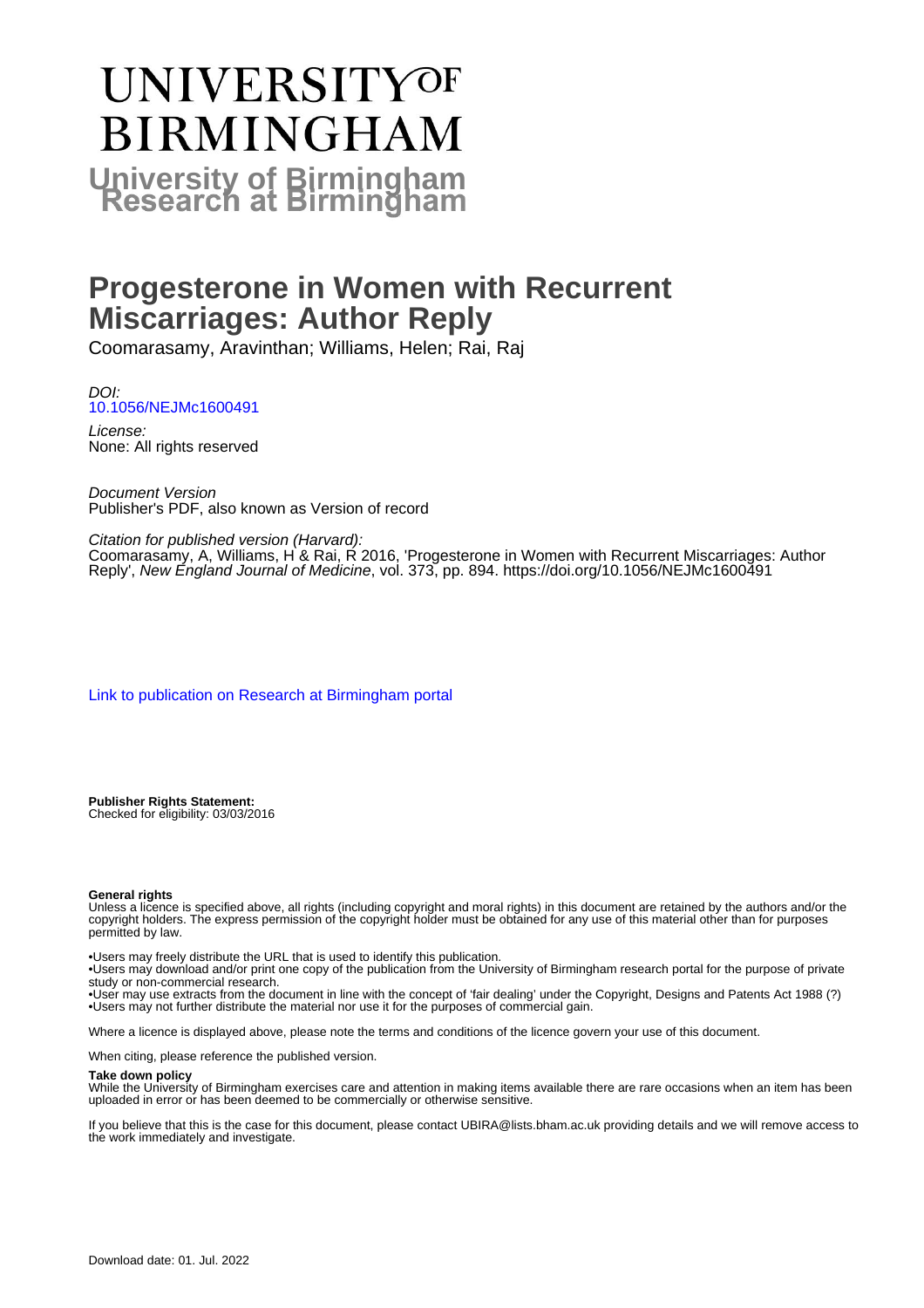# UNIVERSITY OF BIRMINGHAM

## University of Birmingham Research at Birmingham

# Progesterone in Women with Recurrent Miscarriages: Author Reply

Coomarasamy, Aravinthan; Williams, Helen; Rai, Raj

*DOI:*
[10.1056/NEJMc1600491](https://doi.org/10.1056/NEJMc1600491)

*License:*
None: All rights reserved

*Document Version*
Publisher's PDF, also known as Version of record

*Citation for published version (Harvard):*
Coomarasamy, A, Williams, H & Rai, R 2016, 'Progesterone in Women with Recurrent Miscarriages: Author Reply', *New England Journal of Medicine*, vol. 373, pp. 894. https://doi.org/10.1056/NEJMc1600491

[Link to publication on Research at Birmingham portal](#)

**Publisher Rights Statement:**
Checked for eligibility: 03/03/2016

**General rights**
Unless a licence is specified above, all rights (including copyright and moral rights) in this document are retained by the authors and/or the copyright holders. The express permission of the copyright holder must be obtained for any use of this material other than for purposes permitted by law.

•Users may freely distribute the URL that is used to identify this publication.
•Users may download and/or print one copy of the publication from the University of Birmingham research portal for the purpose of private study or non-commercial research.
•User may use extracts from the document in line with the concept of 'fair dealing' under the Copyright, Designs and Patents Act 1988 (?)
•Users may not further distribute the material nor use it for the purposes of commercial gain.

Where a licence is displayed above, please note the terms and conditions of the licence govern your use of this document.

When citing, please reference the published version.

**Take down policy**
While the University of Birmingham exercises care and attention in making items available there are rare occasions when an item has been uploaded in error or has been deemed to be commercially or otherwise sensitive.

If you believe that this is the case for this document, please contact UBIRA@lists.bham.ac.uk providing details and we will remove access to the work immediately and investigate.

Download date: 01. Jul. 2022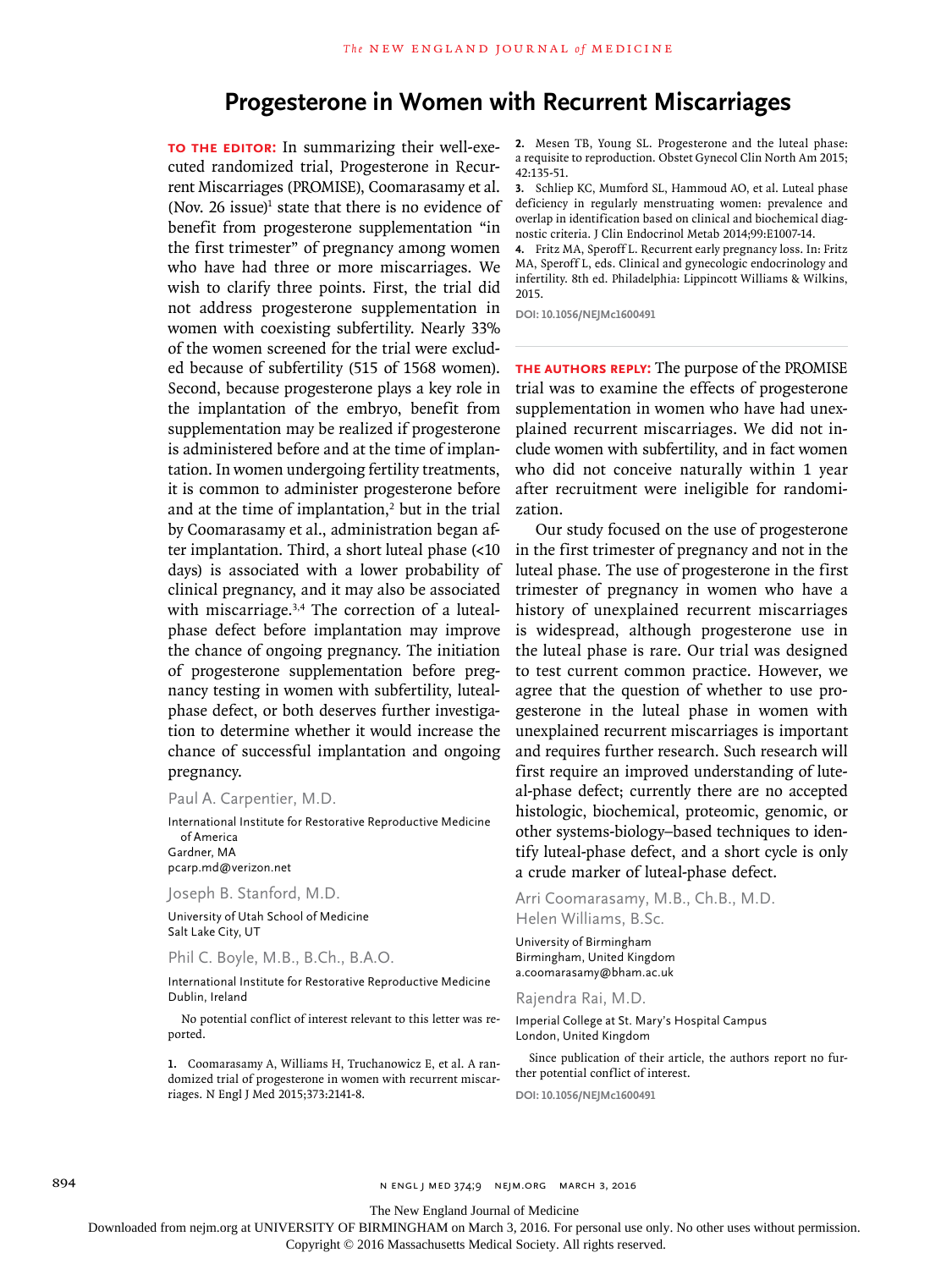# Progesterone in Women with Recurrent Miscarriages

**TO THE EDITOR:** In summarizing their well-executed randomized trial, Progesterone in Recurrent Miscarriages (PROMISE), Coomarasamy et al. (Nov. 26 issue)[1] state that there is no evidence of benefit from progesterone supplementation "in the first trimester" of pregnancy among women who have had three or more miscarriages. We wish to clarify three points. First, the trial did not address progesterone supplementation in women with coexisting subfertility. Nearly 33% of the women screened for the trial were excluded because of subfertility (515 of 1568 women). Second, because progesterone plays a key role in the implantation of the embryo, benefit from supplementation may be realized if progesterone is administered before and at the time of implantation. In women undergoing fertility treatments, it is common to administer progesterone before and at the time of implantation,[2] but in the trial by Coomarasamy et al., administration began after implantation. Third, a short luteal phase (<10 days) is associated with a lower probability of clinical pregnancy, and it may also be associated with miscarriage.[3,4] The correction of a luteal-phase defect before implantation may improve the chance of ongoing pregnancy. The initiation of progesterone supplementation before pregnancy testing in women with subfertility, luteal-phase defect, or both deserves further investigation to determine whether it would increase the chance of successful implantation and ongoing pregnancy.

Paul A. Carpentier, M.D.
International Institute for Restorative Reproductive Medicine of America
Gardner, MA
pcarp.md@verizon.net

Joseph B. Stanford, M.D.
University of Utah School of Medicine
Salt Lake City, UT

Phil C. Boyle, M.B., B.Ch., B.A.O.
International Institute for Restorative Reproductive Medicine
Dublin, Ireland

No potential conflict of interest relevant to this letter was reported.

1. Coomarasamy A, Williams H, Truchanowicz E, et al. A randomized trial of progesterone in women with recurrent miscarriages. N Engl J Med 2015;373:2141-8.
2. Mesen TB, Young SL. Progesterone and the luteal phase: a requisite to reproduction. Obstet Gynecol Clin North Am 2015; 42:135-51.
3. Schliep KC, Mumford SL, Hammoud AO, et al. Luteal phase deficiency in regularly menstruating women: prevalence and overlap in identification based on clinical and biochemical diagnostic criteria. J Clin Endocrinol Metab 2014;99:E1007-14.
4. Fritz MA, Speroff L. Recurrent early pregnancy loss. In: Fritz MA, Speroff L, eds. Clinical and gynecologic endocrinology and infertility. 8th ed. Philadelphia: Lippincott Williams & Wilkins, 2015.

DOI: 10.1056/NEJMc1600491

**THE AUTHORS REPLY:** The purpose of the PROMISE trial was to examine the effects of progesterone supplementation in women who have had unexplained recurrent miscarriages. We did not include women with subfertility, and in fact women who did not conceive naturally within 1 year after recruitment were ineligible for randomization.

Our study focused on the use of progesterone in the first trimester of pregnancy and not in the luteal phase. The use of progesterone in the first trimester of pregnancy in women who have a history of unexplained recurrent miscarriages is widespread, although progesterone use in the luteal phase is rare. Our trial was designed to test current common practice. However, we agree that the question of whether to use progesterone in the luteal phase in women with unexplained recurrent miscarriages is important and requires further research. Such research will first require an improved understanding of luteal-phase defect; currently there are no accepted histologic, biochemical, proteomic, genomic, or other systems-biology–based techniques to identify luteal-phase defect, and a short cycle is only a crude marker of luteal-phase defect.

Arri Coomarasamy, M.B., Ch.B., M.D.
Helen Williams, B.Sc.
University of Birmingham
Birmingham, United Kingdom
a.coomarasamy@bham.ac.uk

Rajendra Rai, M.D.
Imperial College at St. Mary's Hospital Campus
London, United Kingdom

Since publication of their article, the authors report no further potential conflict of interest.

DOI: 10.1056/NEJMc1600491